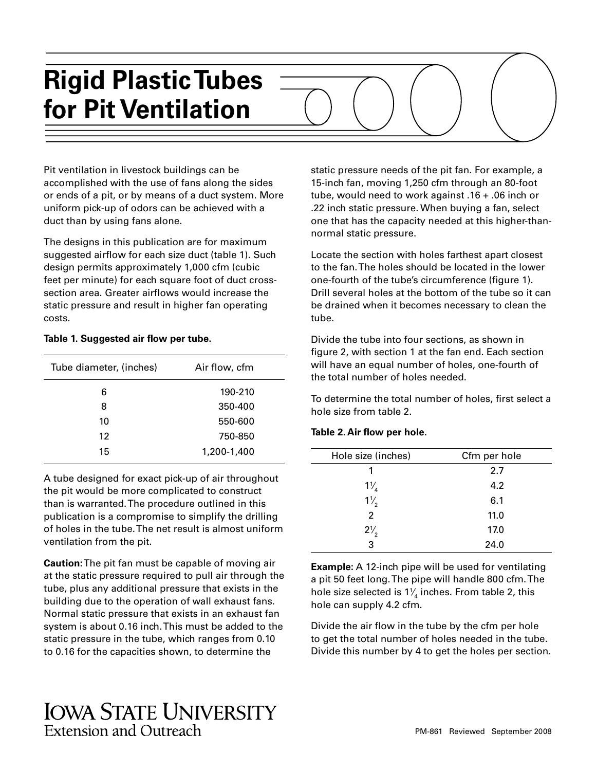# Rigid Plastic Tubes for Pit Ventilation

Pit ventilation in livestock buildings can be accomplished with the use of fans along the sides or ends of a pit, or by means of a duct system. More uniform pick-up of odors can be achieved with a duct than by using fans alone.

The designs in this publication are for maximum suggested airflow for each size duct (table 1). Such design permits approximately 1,000 cfm (cubic feet per minute) for each square foot of duct cross-section area. Greater airflows would increase the static pressure and result in higher fan operating costs.

**Table 1. Suggested air flow per tube.**

| Tube diameter, (inches) | Air flow, cfm |
|---|---|
| 6 | 190-210 |
| 8 | 350-400 |
| 10 | 550-600 |
| 12 | 750-850 |
| 15 | 1,200-1,400 |

A tube designed for exact pick-up of air throughout the pit would be more complicated to construct than is warranted. The procedure outlined in this publication is a compromise to simplify the drilling of holes in the tube. The net result is almost uniform ventilation from the pit.

**Caution:** The pit fan must be capable of moving air at the static pressure required to pull air through the tube, plus any additional pressure that exists in the building due to the operation of wall exhaust fans. Normal static pressure that exists in an exhaust fan system is about 0.16 inch. This must be added to the static pressure in the tube, which ranges from 0.10 to 0.16 for the capacities shown, to determine the static pressure needs of the pit fan. For example, a 15-inch fan, moving 1,250 cfm through an 80-foot tube, would need to work against .16 + .06 inch or .22 inch static pressure. When buying a fan, select one that has the capacity needed at this higher-than-normal static pressure.

Locate the section with holes farthest apart closest to the fan. The holes should be located in the lower one-fourth of the tube's circumference (figure 1). Drill several holes at the bottom of the tube so it can be drained when it becomes necessary to clean the tube.

Divide the tube into four sections, as shown in figure 2, with section 1 at the fan end. Each section will have an equal number of holes, one-fourth of the total number of holes needed.

To determine the total number of holes, first select a hole size from table 2.

**Table 2. Air flow per hole.**

| Hole size (inches) | Cfm per hole |
|---|---|
| 1 | 2.7 |
| 1¼ | 4.2 |
| 1½ | 6.1 |
| 2 | 11.0 |
| 2½ | 17.0 |
| 3 | 24.0 |

**Example:** A 12-inch pipe will be used for ventilating a pit 50 feet long. The pipe will handle 800 cfm. The hole size selected is 1¼ inches. From table 2, this hole can supply 4.2 cfm.

Divide the air flow in the tube by the cfm per hole to get the total number of holes needed in the tube. Divide this number by 4 to get the holes per section.

IOWA STATE UNIVERSITY
Extension and Outreach

PM-861 Reviewed September 2008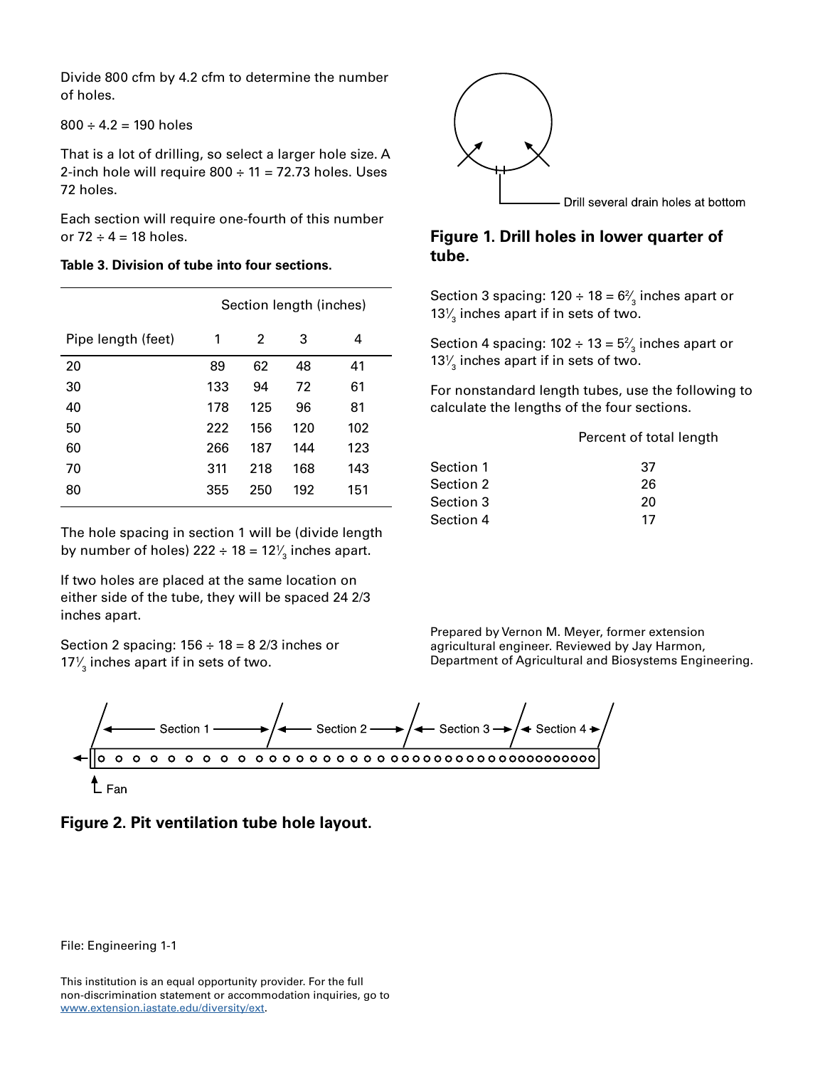Divide 800 cfm by 4.2 cfm to determine the number of holes.

800 ÷ 4.2 = 190 holes

That is a lot of drilling, so select a larger hole size. A 2-inch hole will require 800 ÷ 11 = 72.73 holes. Uses 72 holes.

Each section will require one-fourth of this number or 72 ÷ 4 = 18 holes.

**Table 3. Division of tube into four sections.**

| | Section length (inches) | | | |
|---|---|---|---|---|
| Pipe length (feet) | 1 | 2 | 3 | 4 |
| 20 | 89 | 62 | 48 | 41 |
| 30 | 133 | 94 | 72 | 61 |
| 40 | 178 | 125 | 96 | 81 |
| 50 | 222 | 156 | 120 | 102 |
| 60 | 266 | 187 | 144 | 123 |
| 70 | 311 | 218 | 168 | 143 |
| 80 | 355 | 250 | 192 | 151 |

The hole spacing in section 1 will be (divide length by number of holes) 222 ÷ 18 = 12$\frac{1}{3}$ inches apart.

If two holes are placed at the same location on either side of the tube, they will be spaced 24 2/3 inches apart.

Section 2 spacing: 156 ÷ 18 = 8 2/3 inches or 17$\frac{1}{3}$ inches apart if in sets of two.

Drill several drain holes at bottom

## Figure 1. Drill holes in lower quarter of tube.

Section 3 spacing: 120 ÷ 18 = 6$\frac{2}{3}$ inches apart or 13$\frac{1}{3}$ inches apart if in sets of two.

Section 4 spacing: 102 ÷ 13 = 5$\frac{2}{3}$ inches apart or 13$\frac{1}{3}$ inches apart if in sets of two.

For nonstandard length tubes, use the following to calculate the lengths of the four sections.

| | Percent of total length |
|---|---|
| Section 1 | 37 |
| Section 2 | 26 |
| Section 3 | 20 |
| Section 4 | 17 |

Prepared by Vernon M. Meyer, former extension agricultural engineer. Reviewed by Jay Harmon, Department of Agricultural and Biosystems Engineering.

Section 1
Section 2
Section 3
Section 4
Fan

## Figure 2. Pit ventilation tube hole layout.

File: Engineering 1-1

This institution is an equal opportunity provider. For the full non-discrimination statement or accommodation inquiries, go to www.extension.iastate.edu/diversity/ext.